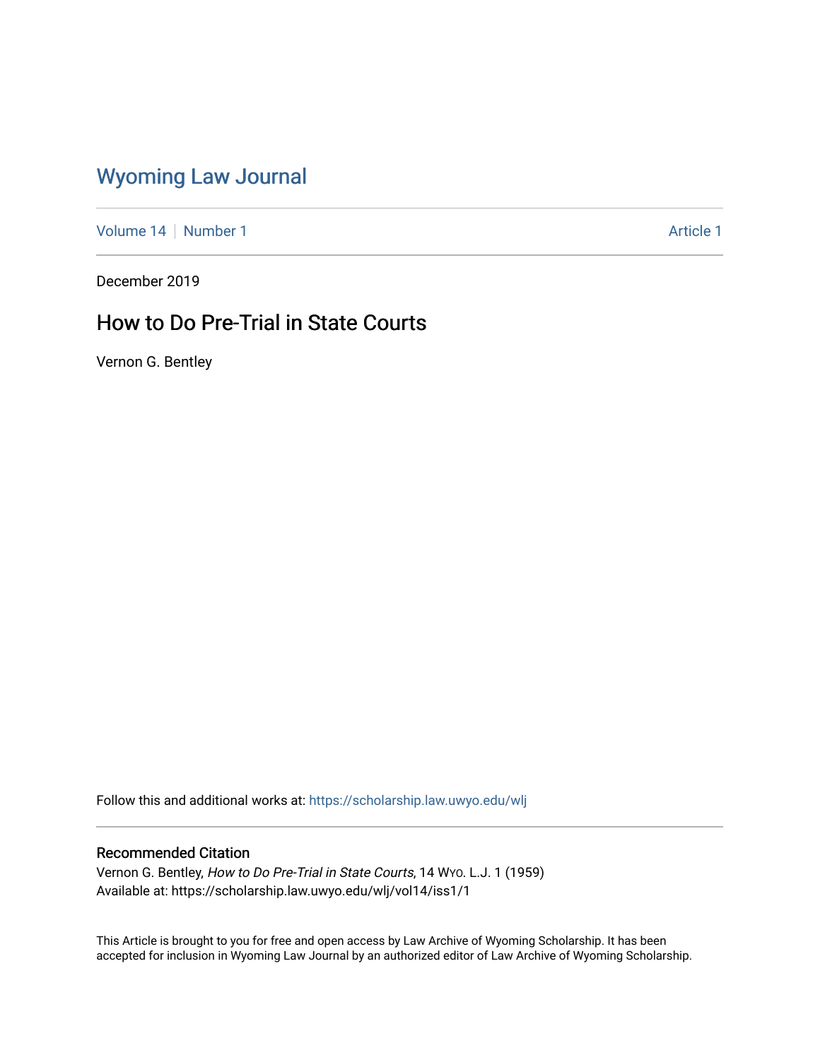# Wyoming Law Journal

Volume 14 | Number 1 | Article 1

December 2019

## How to Do Pre-Trial in State Courts

Vernon G. Bentley

Follow this and additional works at: https://scholarship.law.uwyo.edu/wlj

### Recommended Citation

Vernon G. Bentley, *How to Do Pre-Trial in State Courts*, 14 WYO. L.J. 1 (1959)
Available at: https://scholarship.law.uwyo.edu/wlj/vol14/iss1/1

This Article is brought to you for free and open access by Law Archive of Wyoming Scholarship. It has been accepted for inclusion in Wyoming Law Journal by an authorized editor of Law Archive of Wyoming Scholarship.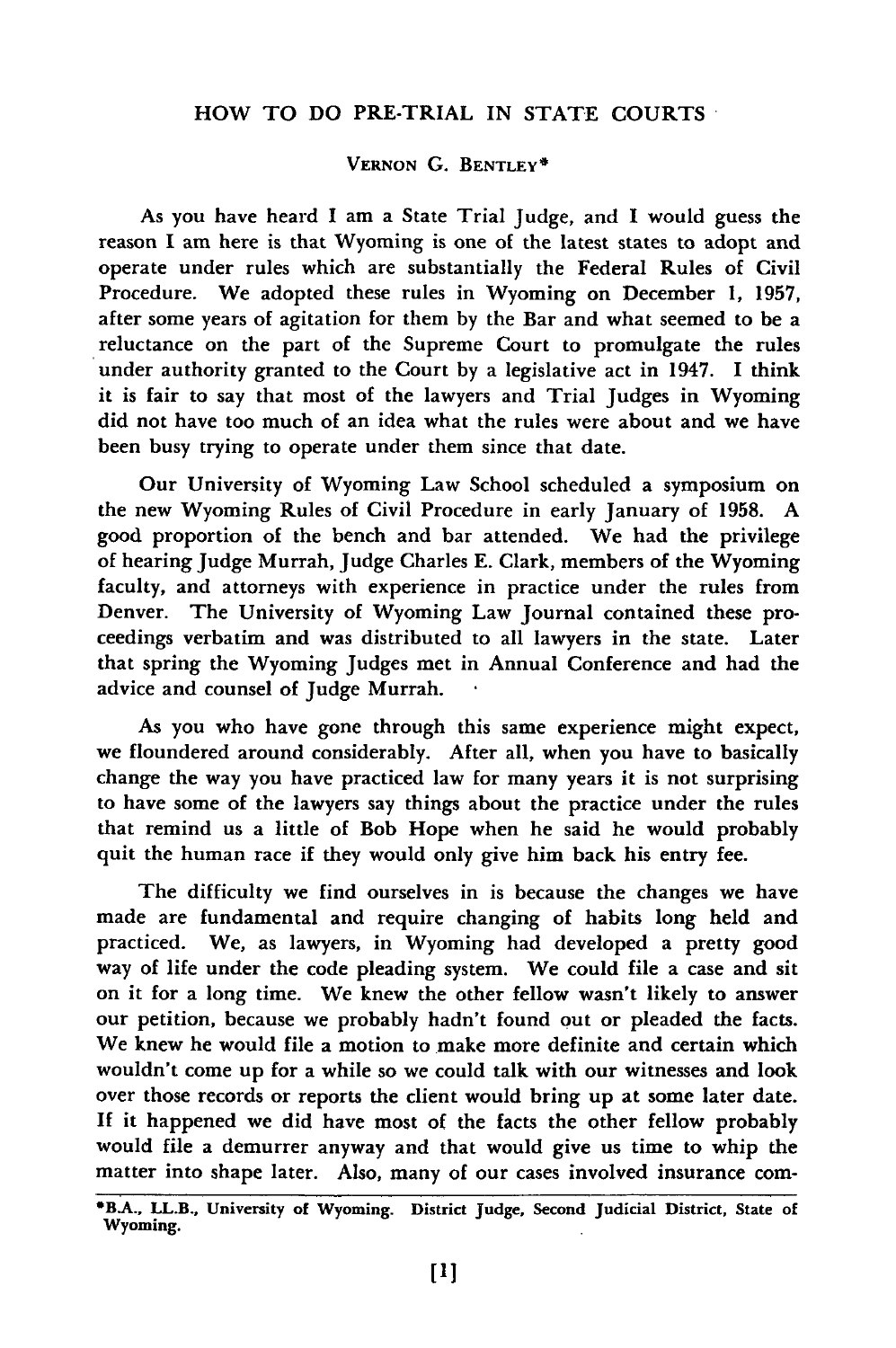## HOW TO DO PRE-TRIAL IN STATE COURTS

VERNON G. BENTLEY*

As you have heard I am a State Trial Judge, and I would guess the reason I am here is that Wyoming is one of the latest states to adopt and operate under rules which are substantially the Federal Rules of Civil Procedure. We adopted these rules in Wyoming on December 1, 1957, after some years of agitation for them by the Bar and what seemed to be a reluctance on the part of the Supreme Court to promulgate the rules under authority granted to the Court by a legislative act in 1947. I think it is fair to say that most of the lawyers and Trial Judges in Wyoming did not have too much of an idea what the rules were about and we have been busy trying to operate under them since that date.

Our University of Wyoming Law School scheduled a symposium on the new Wyoming Rules of Civil Procedure in early January of 1958. A good proportion of the bench and bar attended. We had the privilege of hearing Judge Murrah, Judge Charles E. Clark, members of the Wyoming faculty, and attorneys with experience in practice under the rules from Denver. The University of Wyoming Law Journal contained these proceedings verbatim and was distributed to all lawyers in the state. Later that spring the Wyoming Judges met in Annual Conference and had the advice and counsel of Judge Murrah.

As you who have gone through this same experience might expect, we floundered around considerably. After all, when you have to basically change the way you have practiced law for many years it is not surprising to have some of the lawyers say things about the practice under the rules that remind us a little of Bob Hope when he said he would probably quit the human race if they would only give him back his entry fee.

The difficulty we find ourselves in is because the changes we have made are fundamental and require changing of habits long held and practiced. We, as lawyers, in Wyoming had developed a pretty good way of life under the code pleading system. We could file a case and sit on it for a long time. We knew the other fellow wasn't likely to answer our petition, because we probably hadn't found out or pleaded the facts. We knew he would file a motion to make more definite and certain which wouldn't come up for a while so we could talk with our witnesses and look over those records or reports the client would bring up at some later date. If it happened we did have most of the facts the other fellow probably would file a demurrer anyway and that would give us time to whip the matter into shape later. Also, many of our cases involved insurance com-

*B.A., LL.B., University of Wyoming. District Judge, Second Judicial District, State of Wyoming.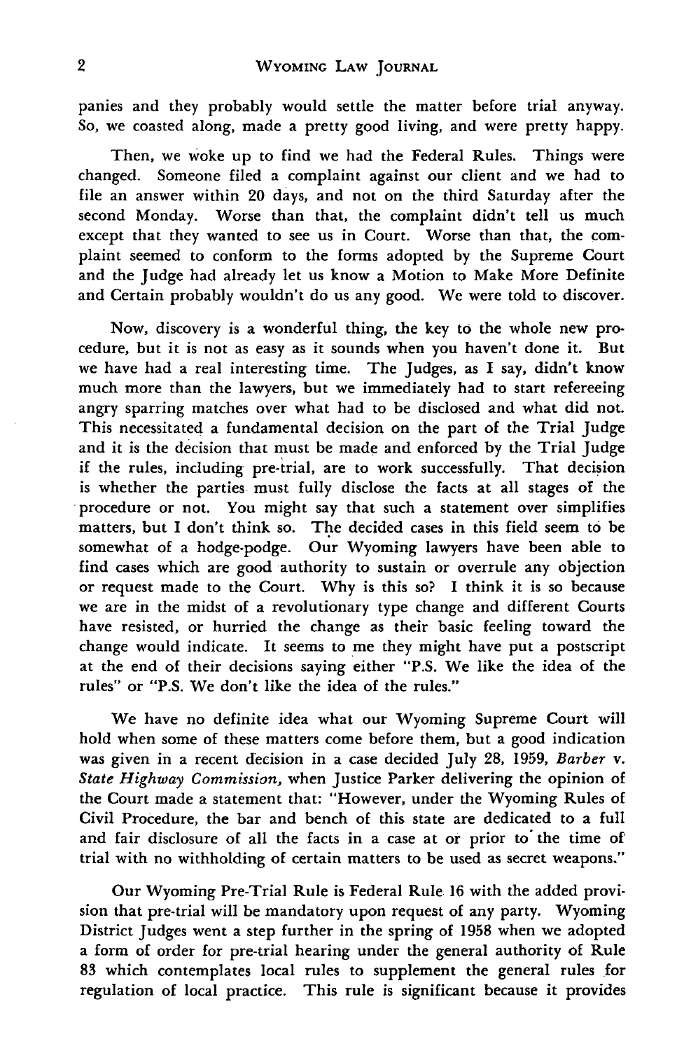panies and they probably would settle the matter before trial anyway. So, we coasted along, made a pretty good living, and were pretty happy.

Then, we woke up to find we had the Federal Rules. Things were changed. Someone filed a complaint against our client and we had to file an answer within 20 days, and not on the third Saturday after the second Monday. Worse than that, the complaint didn't tell us much except that they wanted to see us in Court. Worse than that, the complaint seemed to conform to the forms adopted by the Supreme Court and the Judge had already let us know a Motion to Make More Definite and Certain probably wouldn't do us any good. We were told to discover.

Now, discovery is a wonderful thing, the key to the whole new procedure, but it is not as easy as it sounds when you haven't done it. But we have had a real interesting time. The Judges, as I say, didn't know much more than the lawyers, but we immediately had to start refereeing angry sparring matches over what had to be disclosed and what did not. This necessitated a fundamental decision on the part of the Trial Judge and it is the decision that must be made and enforced by the Trial Judge if the rules, including pre-trial, are to work successfully. That decision is whether the parties must fully disclose the facts at all stages of the procedure or not. You might say that such a statement over simplifies matters, but I don't think so. The decided cases in this field seem to be somewhat of a hodge-podge. Our Wyoming lawyers have been able to find cases which are good authority to sustain or overrule any objection or request made to the Court. Why is this so? I think it is so because we are in the midst of a revolutionary type change and different Courts have resisted, or hurried the change as their basic feeling toward the change would indicate. It seems to me they might have put a postscript at the end of their decisions saying either "P.S. We like the idea of the rules" or "P.S. We don't like the idea of the rules."

We have no definite idea what our Wyoming Supreme Court will hold when some of these matters come before them, but a good indication was given in a recent decision in a case decided July 28, 1959, *Barber v. State Highway Commission*, when Justice Parker delivering the opinion of the Court made a statement that: "However, under the Wyoming Rules of Civil Procedure, the bar and bench of this state are dedicated to a full and fair disclosure of all the facts in a case at or prior to the time of trial with no withholding of certain matters to be used as secret weapons."

Our Wyoming Pre-Trial Rule is Federal Rule 16 with the added provision that pre-trial will be mandatory upon request of any party. Wyoming District Judges went a step further in the spring of 1958 when we adopted a form of order for pre-trial hearing under the general authority of Rule 83 which contemplates local rules to supplement the general rules for regulation of local practice. This rule is significant because it provides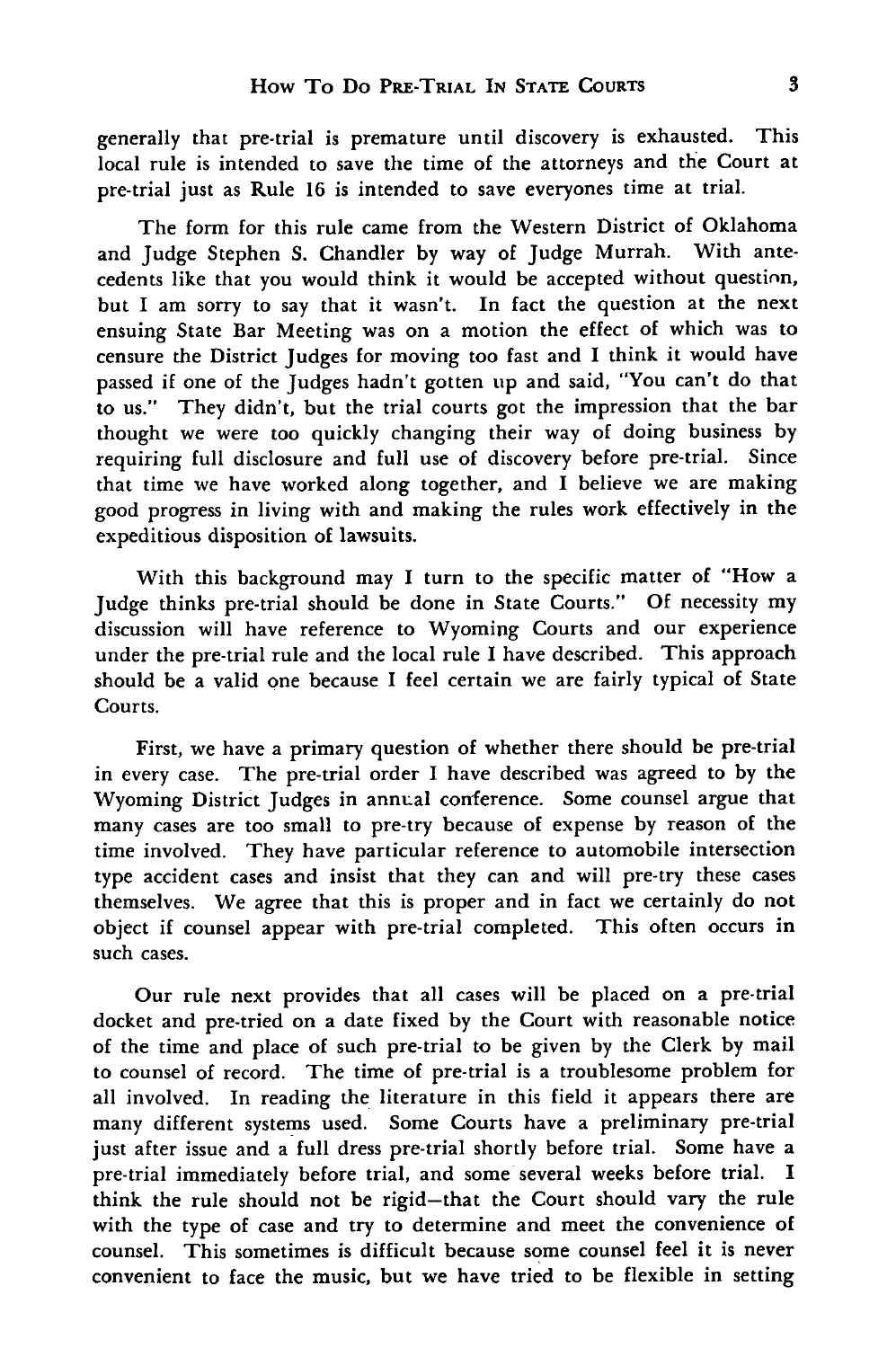generally that pre-trial is premature until discovery is exhausted. This local rule is intended to save the time of the attorneys and the Court at pre-trial just as Rule 16 is intended to save everyones time at trial.

The form for this rule came from the Western District of Oklahoma and Judge Stephen S. Chandler by way of Judge Murrah. With antecedents like that you would think it would be accepted without question, but I am sorry to say that it wasn't. In fact the question at the next ensuing State Bar Meeting was on a motion the effect of which was to censure the District Judges for moving too fast and I think it would have passed if one of the Judges hadn't gotten up and said, "You can't do that to us." They didn't, but the trial courts got the impression that the bar thought we were too quickly changing their way of doing business by requiring full disclosure and full use of discovery before pre-trial. Since that time we have worked along together, and I believe we are making good progress in living with and making the rules work effectively in the expeditious disposition of lawsuits.

With this background may I turn to the specific matter of "How a Judge thinks pre-trial should be done in State Courts." Of necessity my discussion will have reference to Wyoming Courts and our experience under the pre-trial rule and the local rule I have described. This approach should be a valid one because I feel certain we are fairly typical of State Courts.

First, we have a primary question of whether there should be pre-trial in every case. The pre-trial order I have described was agreed to by the Wyoming District Judges in annual conference. Some counsel argue that many cases are too small to pre-try because of expense by reason of the time involved. They have particular reference to automobile intersection type accident cases and insist that they can and will pre-try these cases themselves. We agree that this is proper and in fact we certainly do not object if counsel appear with pre-trial completed. This often occurs in such cases.

Our rule next provides that all cases will be placed on a pre-trial docket and pre-tried on a date fixed by the Court with reasonable notice of the time and place of such pre-trial to be given by the Clerk by mail to counsel of record. The time of pre-trial is a troublesome problem for all involved. In reading the literature in this field it appears there are many different systems used. Some Courts have a preliminary pre-trial just after issue and a full dress pre-trial shortly before trial. Some have a pre-trial immediately before trial, and some several weeks before trial. I think the rule should not be rigid—that the Court should vary the rule with the type of case and try to determine and meet the convenience of counsel. This sometimes is difficult because some counsel feel it is never convenient to face the music, but we have tried to be flexible in setting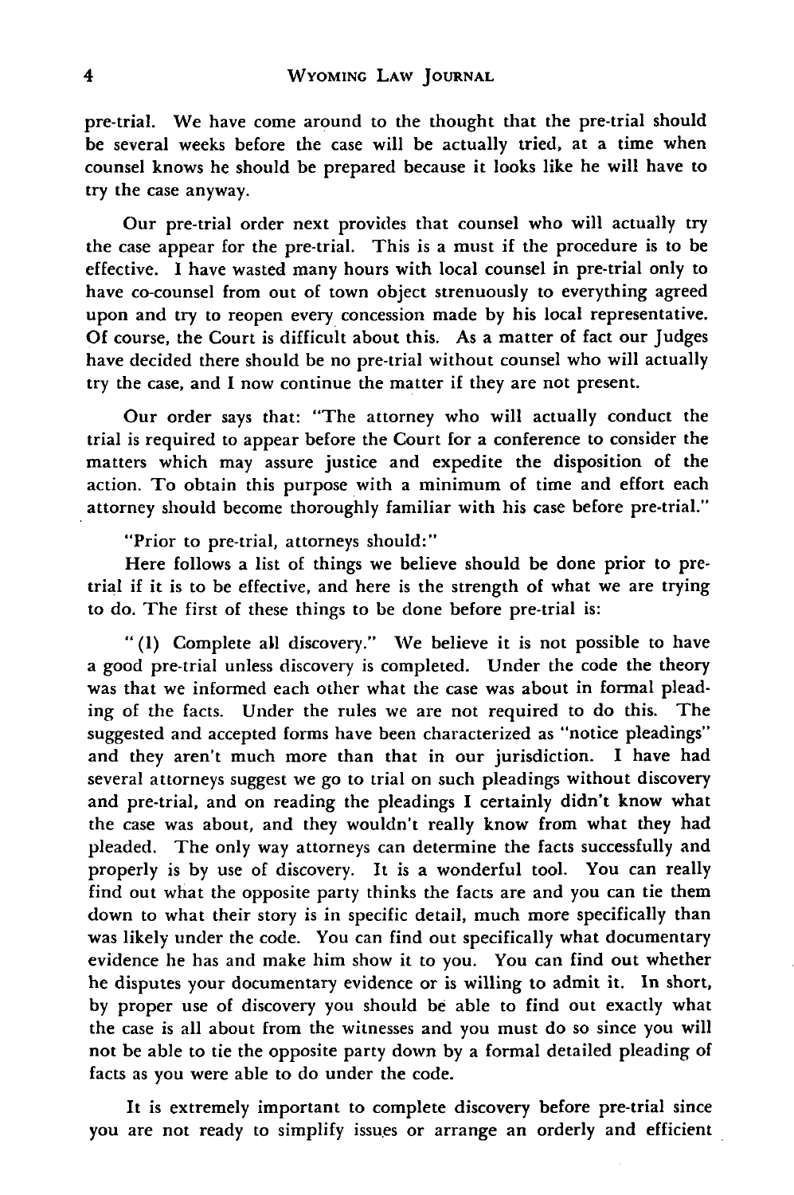pre-trial. We have come around to the thought that the pre-trial should be several weeks before the case will be actually tried, at a time when counsel knows he should be prepared because it looks like he will have to try the case anyway.

Our pre-trial order next provides that counsel who will actually try the case appear for the pre-trial. This is a must if the procedure is to be effective. I have wasted many hours with local counsel in pre-trial only to have co-counsel from out of town object strenuously to everything agreed upon and try to reopen every concession made by his local representative. Of course, the Court is difficult about this. As a matter of fact our Judges have decided there should be no pre-trial without counsel who will actually try the case, and I now continue the matter if they are not present.

Our order says that: "The attorney who will actually conduct the trial is required to appear before the Court for a conference to consider the matters which may assure justice and expedite the disposition of the action. To obtain this purpose with a minimum of time and effort each attorney should become thoroughly familiar with his case before pre-trial."

"Prior to pre-trial, attorneys should:"

Here follows a list of things we believe should be done prior to pre-trial if it is to be effective, and here is the strength of what we are trying to do. The first of these things to be done before pre-trial is:

"(1) Complete all discovery." We believe it is not possible to have a good pre-trial unless discovery is completed. Under the code the theory was that we informed each other what the case was about in formal pleading of the facts. Under the rules we are not required to do this. The suggested and accepted forms have been characterized as "notice pleadings" and they aren't much more than that in our jurisdiction. I have had several attorneys suggest we go to trial on such pleadings without discovery and pre-trial, and on reading the pleadings I certainly didn't know what the case was about, and they wouldn't really know from what they had pleaded. The only way attorneys can determine the facts successfully and properly is by use of discovery. It is a wonderful tool. You can really find out what the opposite party thinks the facts are and you can tie them down to what their story is in specific detail, much more specifically than was likely under the code. You can find out specifically what documentary evidence he has and make him show it to you. You can find out whether he disputes your documentary evidence or is willing to admit it. In short, by proper use of discovery you should be able to find out exactly what the case is all about from the witnesses and you must do so since you will not be able to tie the opposite party down by a formal detailed pleading of facts as you were able to do under the code.

It is extremely important to complete discovery before pre-trial since you are not ready to simplify issues or arrange an orderly and efficient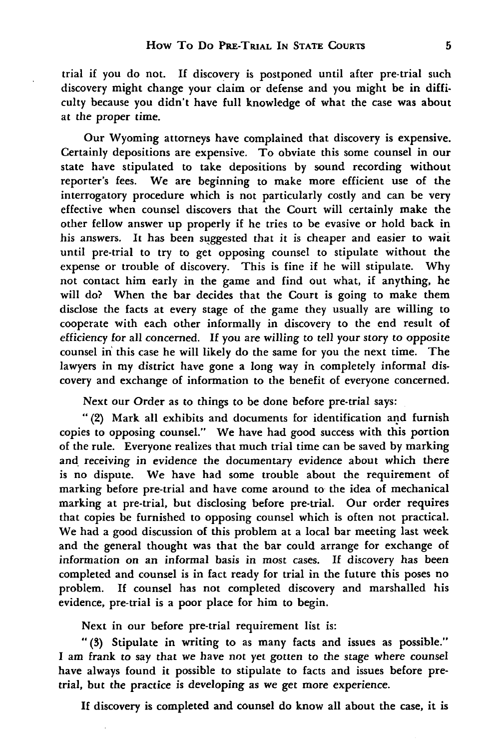trial if you do not. If discovery is postponed until after pre-trial such discovery might change your claim or defense and you might be in difficulty because you didn't have full knowledge of what the case was about at the proper time.

Our Wyoming attorneys have complained that discovery is expensive. Certainly depositions are expensive. To obviate this some counsel in our state have stipulated to take depositions by sound recording without reporter's fees. We are beginning to make more efficient use of the interrogatory procedure which is not particularly costly and can be very effective when counsel discovers that the Court will certainly make the other fellow answer up properly if he tries to be evasive or hold back in his answers. It has been suggested that it is cheaper and easier to wait until pre-trial to try to get opposing counsel to stipulate without the expense or trouble of discovery. This is fine if he will stipulate. Why not contact him early in the game and find out what, if anything, he will do? When the bar decides that the Court is going to make them disclose the facts at every stage of the game they usually are willing to cooperate with each other informally in discovery to the end result of efficiency for all concerned. If you are willing to tell your story to opposite counsel in this case he will likely do the same for you the next time. The lawyers in my district have gone a long way in completely informal discovery and exchange of information to the benefit of everyone concerned.

Next our Order as to things to be done before pre-trial says:

"(2) Mark all exhibits and documents for identification and furnish copies to opposing counsel." We have had good success with this portion of the rule. Everyone realizes that much trial time can be saved by marking and receiving in evidence the documentary evidence about which there is no dispute. We have had some trouble about the requirement of marking before pre-trial and have come around to the idea of mechanical marking at pre-trial, but disclosing before pre-trial. Our order requires that copies be furnished to opposing counsel which is often not practical. We had a good discussion of this problem at a local bar meeting last week and the general thought was that the bar could arrange for exchange of information on an informal basis in most cases. If discovery has been completed and counsel is in fact ready for trial in the future this poses no problem. If counsel has not completed discovery and marshalled his evidence, pre-trial is a poor place for him to begin.

Next in our before pre-trial requirement list is:

"(3) Stipulate in writing to as many facts and issues as possible." I am frank to say that we have not yet gotten to the stage where counsel have always found it possible to stipulate to facts and issues before pre-trial, but the practice is developing as we get more experience.

If discovery is completed and counsel do know all about the case, it is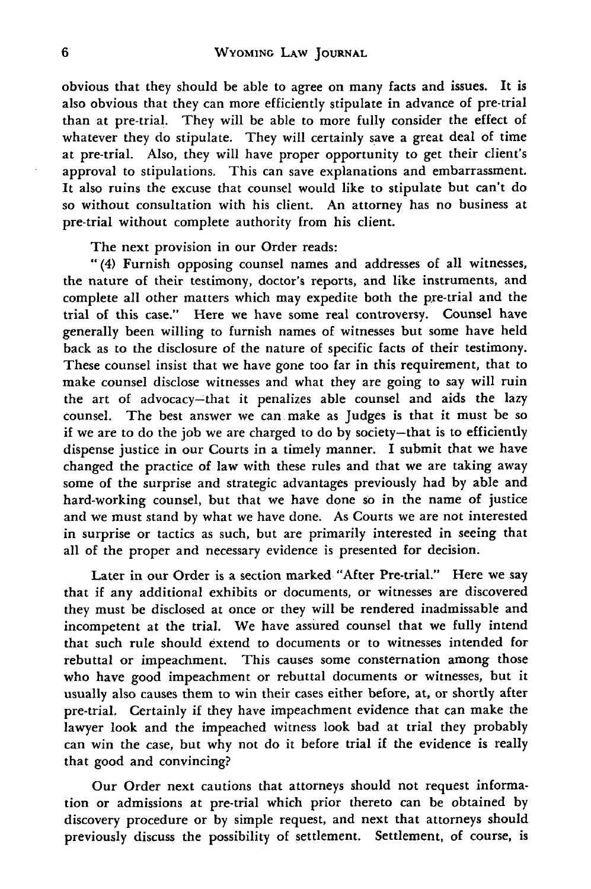obvious that they should be able to agree on many facts and issues. It is also obvious that they can more efficiently stipulate in advance of pre-trial than at pre-trial. They will be able to more fully consider the effect of whatever they do stipulate. They will certainly save a great deal of time at pre-trial. Also, they will have proper opportunity to get their client's approval to stipulations. This can save explanations and embarrassment. It also ruins the excuse that counsel would like to stipulate but can't do so without consultation with his client. An attorney has no business at pre-trial without complete authority from his client.

The next provision in our Order reads:

"(4) Furnish opposing counsel names and addresses of all witnesses, the nature of their testimony, doctor's reports, and like instruments, and complete all other matters which may expedite both the pre-trial and the trial of this case." Here we have some real controversy. Counsel have generally been willing to furnish names of witnesses but some have held back as to the disclosure of the nature of specific facts of their testimony. These counsel insist that we have gone too far in this requirement, that to make counsel disclose witnesses and what they are going to say will ruin the art of advocacy—that it penalizes able counsel and aids the lazy counsel. The best answer we can make as Judges is that it must be so if we are to do the job we are charged to do by society—that is to efficiently dispense justice in our Courts in a timely manner. I submit that we have changed the practice of law with these rules and that we are taking away some of the surprise and strategic advantages previously had by able and hard-working counsel, but that we have done so in the name of justice and we must stand by what we have done. As Courts we are not interested in surprise or tactics as such, but are primarily interested in seeing that all of the proper and necessary evidence is presented for decision.

Later in our Order is a section marked "After Pre-trial." Here we say that if any additional exhibits or documents, or witnesses are discovered they must be disclosed at once or they will be rendered inadmissable and incompetent at the trial. We have assured counsel that we fully intend that such rule should extend to documents or to witnesses intended for rebuttal or impeachment. This causes some consternation among those who have good impeachment or rebuttal documents or witnesses, but it usually also causes them to win their cases either before, at, or shortly after pre-trial. Certainly if they have impeachment evidence that can make the lawyer look and the impeached witness look bad at trial they probably can win the case, but why not do it before trial if the evidence is really that good and convincing?

Our Order next cautions that attorneys should not request information or admissions at pre-trial which prior thereto can be obtained by discovery procedure or by simple request, and next that attorneys should previously discuss the possibility of settlement. Settlement, of course, is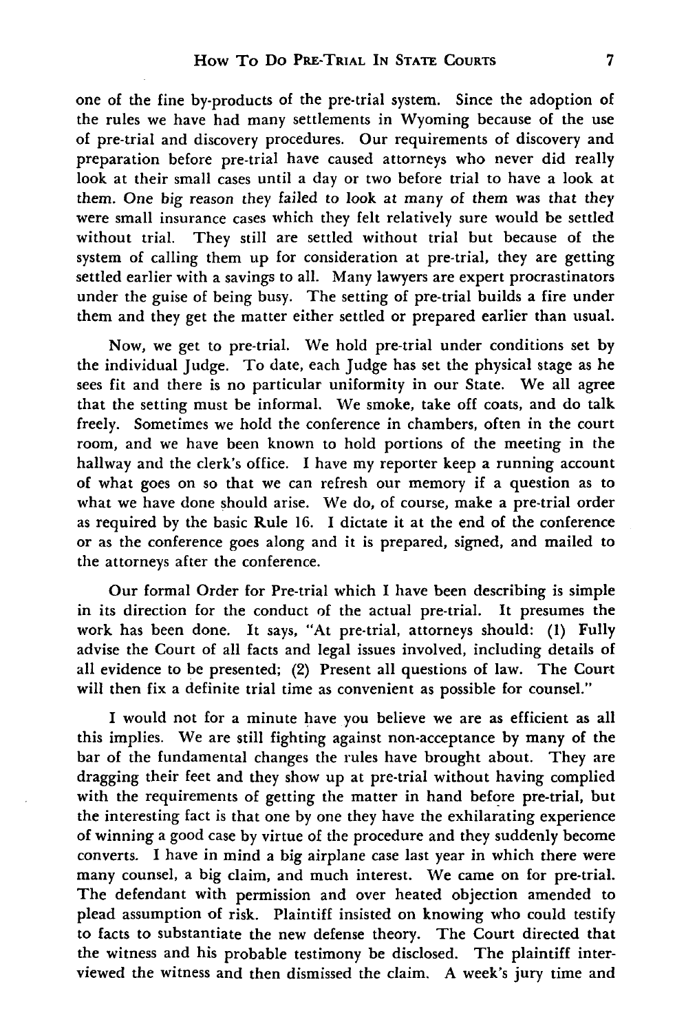one of the fine by-products of the pre-trial system. Since the adoption of the rules we have had many settlements in Wyoming because of the use of pre-trial and discovery procedures. Our requirements of discovery and preparation before pre-trial have caused attorneys who never did really look at their small cases until a day or two before trial to have a look at them. One big reason they failed to look at many of them was that they were small insurance cases which they felt relatively sure would be settled without trial. They still are settled without trial but because of the system of calling them up for consideration at pre-trial, they are getting settled earlier with a savings to all. Many lawyers are expert procrastinators under the guise of being busy. The setting of pre-trial builds a fire under them and they get the matter either settled or prepared earlier than usual.

Now, we get to pre-trial. We hold pre-trial under conditions set by the individual Judge. To date, each Judge has set the physical stage as he sees fit and there is no particular uniformity in our State. We all agree that the setting must be informal. We smoke, take off coats, and do talk freely. Sometimes we hold the conference in chambers, often in the court room, and we have been known to hold portions of the meeting in the hallway and the clerk's office. I have my reporter keep a running account of what goes on so that we can refresh our memory if a question as to what we have done should arise. We do, of course, make a pre-trial order as required by the basic Rule 16. I dictate it at the end of the conference or as the conference goes along and it is prepared, signed, and mailed to the attorneys after the conference.

Our formal Order for Pre-trial which I have been describing is simple in its direction for the conduct of the actual pre-trial. It presumes the work has been done. It says, "At pre-trial, attorneys should: (1) Fully advise the Court of all facts and legal issues involved, including details of all evidence to be presented; (2) Present all questions of law. The Court will then fix a definite trial time as convenient as possible for counsel."

I would not for a minute have you believe we are as efficient as all this implies. We are still fighting against non-acceptance by many of the bar of the fundamental changes the rules have brought about. They are dragging their feet and they show up at pre-trial without having complied with the requirements of getting the matter in hand before pre-trial, but the interesting fact is that one by one they have the exhilarating experience of winning a good case by virtue of the procedure and they suddenly become converts. I have in mind a big airplane case last year in which there were many counsel, a big claim, and much interest. We came on for pre-trial. The defendant with permission and over heated objection amended to plead assumption of risk. Plaintiff insisted on knowing who could testify to facts to substantiate the new defense theory. The Court directed that the witness and his probable testimony be disclosed. The plaintiff interviewed the witness and then dismissed the claim. A week's jury time and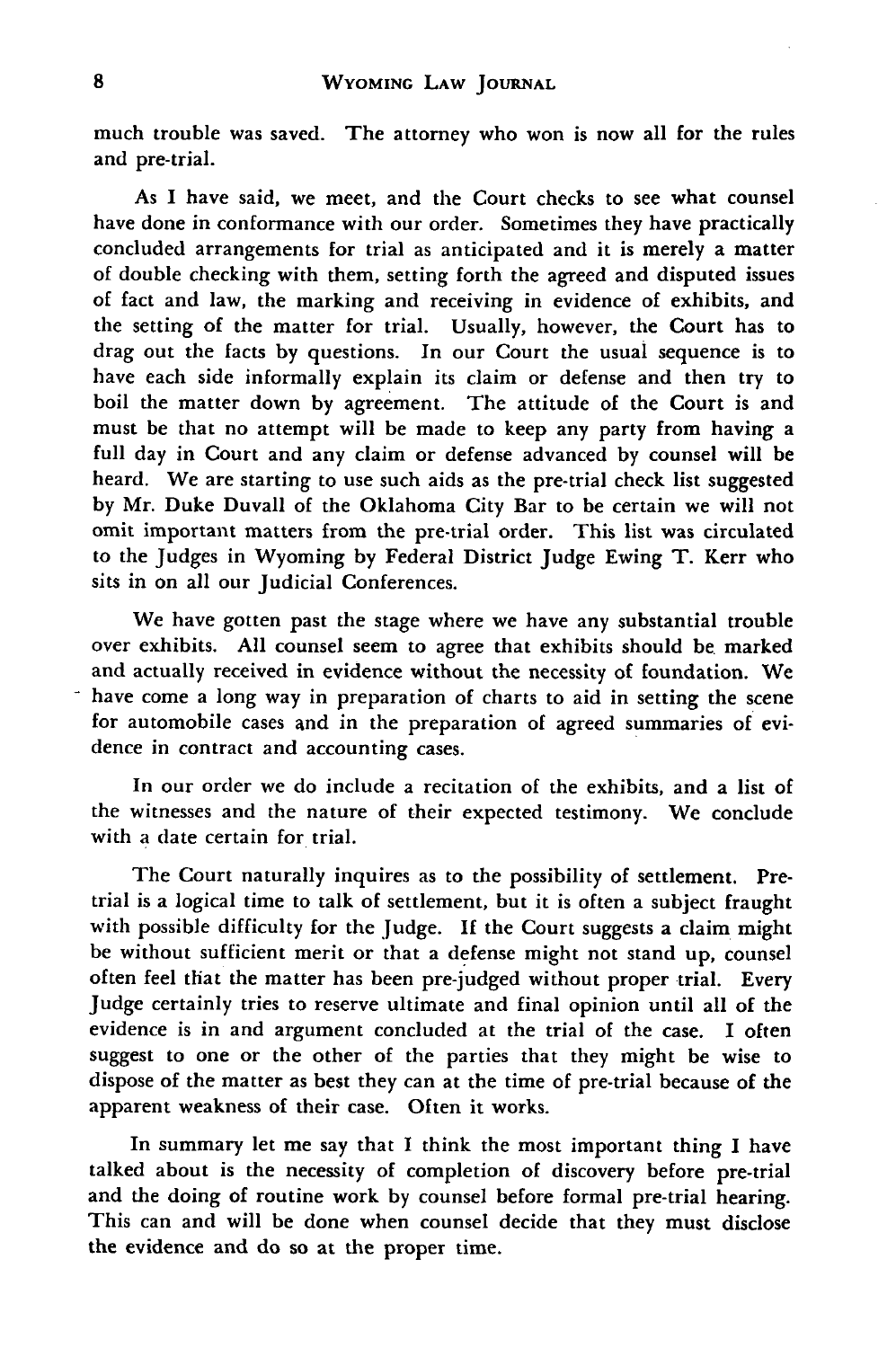much trouble was saved. The attorney who won is now all for the rules and pre-trial.

As I have said, we meet, and the Court checks to see what counsel have done in conformance with our order. Sometimes they have practically concluded arrangements for trial as anticipated and it is merely a matter of double checking with them, setting forth the agreed and disputed issues of fact and law, the marking and receiving in evidence of exhibits, and the setting of the matter for trial. Usually, however, the Court has to drag out the facts by questions. In our Court the usual sequence is to have each side informally explain its claim or defense and then try to boil the matter down by agreement. The attitude of the Court is and must be that no attempt will be made to keep any party from having a full day in Court and any claim or defense advanced by counsel will be heard. We are starting to use such aids as the pre-trial check list suggested by Mr. Duke Duvall of the Oklahoma City Bar to be certain we will not omit important matters from the pre-trial order. This list was circulated to the Judges in Wyoming by Federal District Judge Ewing T. Kerr who sits in on all our Judicial Conferences.

We have gotten past the stage where we have any substantial trouble over exhibits. All counsel seem to agree that exhibits should be marked and actually received in evidence without the necessity of foundation. We have come a long way in preparation of charts to aid in setting the scene for automobile cases and in the preparation of agreed summaries of evidence in contract and accounting cases.

In our order we do include a recitation of the exhibits, and a list of the witnesses and the nature of their expected testimony. We conclude with a date certain for trial.

The Court naturally inquires as to the possibility of settlement. Pre-trial is a logical time to talk of settlement, but it is often a subject fraught with possible difficulty for the Judge. If the Court suggests a claim might be without sufficient merit or that a defense might not stand up, counsel often feel that the matter has been pre-judged without proper trial. Every Judge certainly tries to reserve ultimate and final opinion until all of the evidence is in and argument concluded at the trial of the case. I often suggest to one or the other of the parties that they might be wise to dispose of the matter as best they can at the time of pre-trial because of the apparent weakness of their case. Often it works.

In summary let me say that I think the most important thing I have talked about is the necessity of completion of discovery before pre-trial and the doing of routine work by counsel before formal pre-trial hearing. This can and will be done when counsel decide that they must disclose the evidence and do so at the proper time.